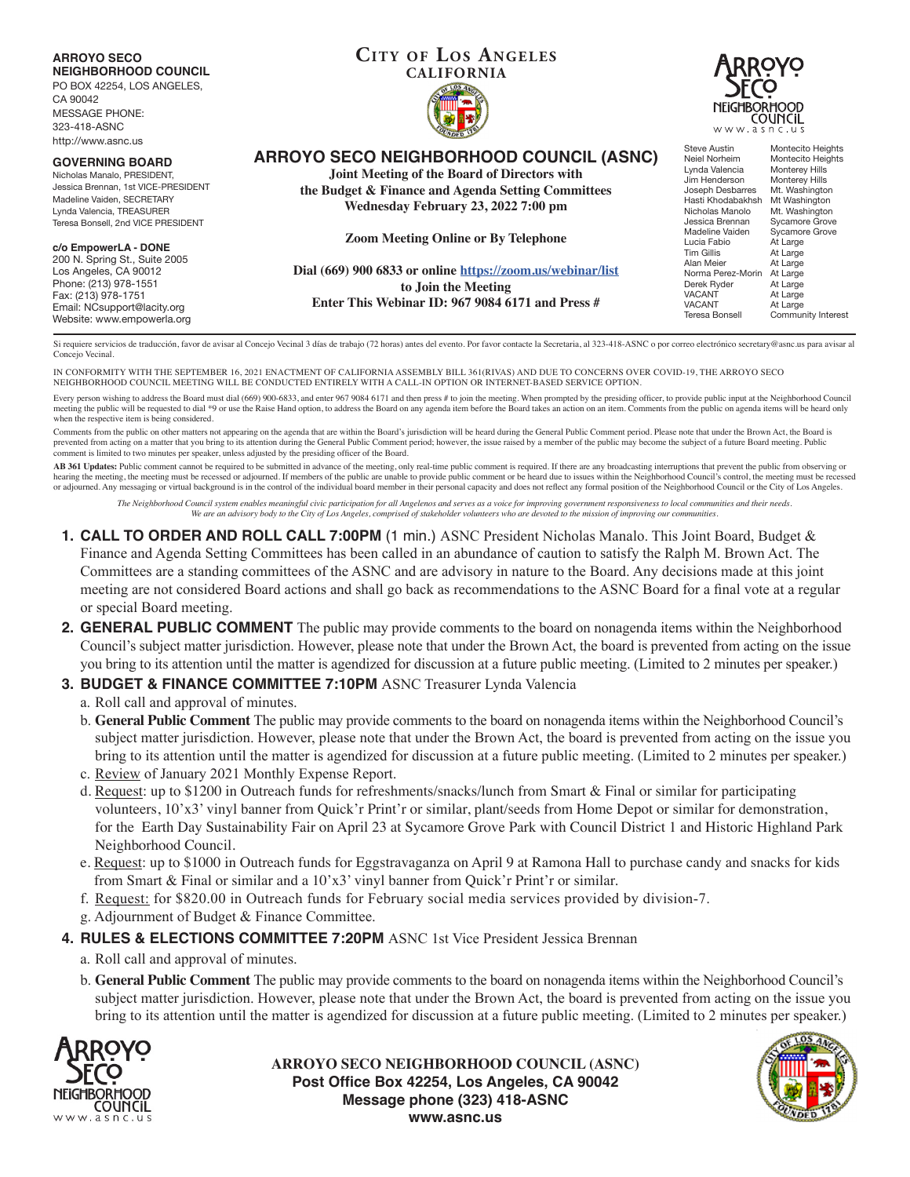**ARROYO SECO NEIGHBORHOOD COUNCIL**
PO BOX 42254, LOS ANGELES, CA 90042
MESSAGE PHONE: 323-418-ASNC
http://www.asnc.us

**GOVERNING BOARD**
Nicholas Manalo, PRESIDENT,
Jessica Brennan, 1st VICE-PRESIDENT
Madeline Vaiden, SECRETARY
Lynda Valencia, TREASURER
Teresa Bonsell, 2nd VICE PRESIDENT

**c/o EmpowerLA - DONE**
200 N. Spring St., Suite 2005
Los Angeles, CA 90012
Phone: (213) 978-1551
Fax: (213) 978-1751
Email: NCsupport@lacity.org
Website: www.empowerla.org

**CITY OF LOS ANGELES**
**CALIFORNIA**

# ARROYO SECO NEIGHBORHOOD COUNCIL (ASNC)

**Joint Meeting of the Board of Directors with the Budget & Finance and Agenda Setting Committees**
**Wednesday February 23, 2022 7:00 pm**

**Zoom Meeting Online or By Telephone**

**Dial (669) 900 6833 or online https://zoom.us/webinar/list to Join the Meeting**
**Enter This Webinar ID: 967 9084 6171 and Press #**

| | |
|---|---|
| Steve Austin | Montecito Heights |
| Neiel Norheim | Montecito Heights |
| Lynda Valencia | Monterey Hills |
| Jim Henderson | Monterey Hills |
| Joseph Desbarres | Mt. Washington |
| Hasti Khodabakhsh | Mt Washington |
| Nicholas Manolo | Mt. Washington |
| Jessica Brennan | Sycamore Grove |
| Madeline Vaiden | Sycamore Grove |
| Lucia Fabio | At Large |
| Tim Gillis | At Large |
| Alan Meier | At Large |
| Norma Perez-Morin | At Large |
| Derek Ryder | At Large |
| VACANT | At Large |
| VACANT | At Large |
| Teresa Bonsell | Community Interest |

Si requiere servicios de traducción, favor de avisar al Concejo Vecinal 3 días de trabajo (72 horas) antes del evento. Por favor contacte la Secretaria, al 323-418-ASNC o por correo electrónico secretary@asnc.us para avisar al Concejo Vecinal.

IN CONFORMITY WITH THE SEPTEMBER 16, 2021 ENACTMENT OF CALIFORNIA ASSEMBLY BILL 361(RIVAS) AND DUE TO CONCERNS OVER COVID-19, THE ARROYO SECO NEIGHBORHOOD COUNCIL MEETING WILL BE CONDUCTED ENTIRELY WITH A CALL-IN OPTION OR INTERNET-BASED SERVICE OPTION.

Every person wishing to address the Board must dial (669) 900-6833, and enter 967 9084 6171 and then press # to join the meeting. When prompted by the presiding officer, to provide public input at the Neighborhood Council meeting the public will be requested to dial *9 or use the Raise Hand option, to address the Board on any agenda item before the Board takes an action on an item. Comments from the public on agenda items will be heard only when the respective item is being considered.

Comments from the public on other matters not appearing on the agenda that are within the Board's jurisdiction will be heard during the General Public Comment period. Please note that under the Brown Act, the Board is prevented from acting on a matter that you bring to its attention during the General Public Comment period; however, the issue raised by a member of the public may become the subject of a future Board meeting. Public comment is limited to two minutes per speaker, unless adjusted by the presiding officer of the Board.

**AB 361 Updates:** Public comment cannot be required to be submitted in advance of the meeting, only real-time public comment is required. If there are any broadcasting interruptions that prevent the public from observing or hearing the meeting, the meeting must be recessed or adjourned. If members of the public are unable to provide public comment or be heard due to issues within the Neighborhood Council's control, the meeting must be recessed or adjourned. Any messaging or virtual background is in the control of the individual board member in their personal capacity and does not reflect any formal position of the Neighborhood Council or the City of Los Angeles.

*The Neighborhood Council system enables meaningful civic participation for all Angelenos and serves as a voice for improving government responsiveness to local communities and their needs. We are an advisory body to the City of Los Angeles, comprised of stakeholder volunteers who are devoted to the mission of improving our communities.*

1. **CALL TO ORDER AND ROLL CALL 7:00PM** (1 min.) ASNC President Nicholas Manalo. This Joint Board, Budget & Finance and Agenda Setting Committees has been called in an abundance of caution to satisfy the Ralph M. Brown Act. The Committees are a standing committees of the ASNC and are advisory in nature to the Board. Any decisions made at this joint meeting are not considered Board actions and shall go back as recommendations to the ASNC Board for a final vote at a regular or special Board meeting.
2. **GENERAL PUBLIC COMMENT** The public may provide comments to the board on nonagenda items within the Neighborhood Council's subject matter jurisdiction. However, please note that under the Brown Act, the board is prevented from acting on the issue you bring to its attention until the matter is agendized for discussion at a future public meeting. (Limited to 2 minutes per speaker.)
3. **BUDGET & FINANCE COMMITTEE 7:10PM** ASNC Treasurer Lynda Valencia
   a. Roll call and approval of minutes.
   b. **General Public Comment** The public may provide comments to the board on nonagenda items within the Neighborhood Council's subject matter jurisdiction. However, please note that under the Brown Act, the board is prevented from acting on the issue you bring to its attention until the matter is agendized for discussion at a future public meeting. (Limited to 2 minutes per speaker.)
   c. Review of January 2021 Monthly Expense Report.
   d. Request: up to $1200 in Outreach funds for refreshments/snacks/lunch from Smart & Final or similar for participating volunteers, 10'x3' vinyl banner from Quick'r Print'r or similar, plant/seeds from Home Depot or similar for demonstration, for the Earth Day Sustainability Fair on April 23 at Sycamore Grove Park with Council District 1 and Historic Highland Park Neighborhood Council.
   e. Request: up to $1000 in Outreach funds for Eggstravaganza on April 9 at Ramona Hall to purchase candy and snacks for kids from Smart & Final or similar and a 10'x3' vinyl banner from Quick'r Print'r or similar.
   f. Request: for $820.00 in Outreach funds for February social media services provided by division-7.
   g. Adjournment of Budget & Finance Committee.
4. **RULES & ELECTIONS COMMITTEE 7:20PM** ASNC 1st Vice President Jessica Brennan
   a. Roll call and approval of minutes.
   b. **General Public Comment** The public may provide comments to the board on nonagenda items within the Neighborhood Council's subject matter jurisdiction. However, please note that under the Brown Act, the board is prevented from acting on the issue you bring to its attention until the matter is agendized for discussion at a future public meeting. (Limited to 2 minutes per speaker.)

**ARROYO SECO NEIGHBORHOOD COUNCIL (ASNC)**
**Post Office Box 42254, Los Angeles, CA 90042**
**Message phone (323) 418-ASNC**
**www.asnc.us**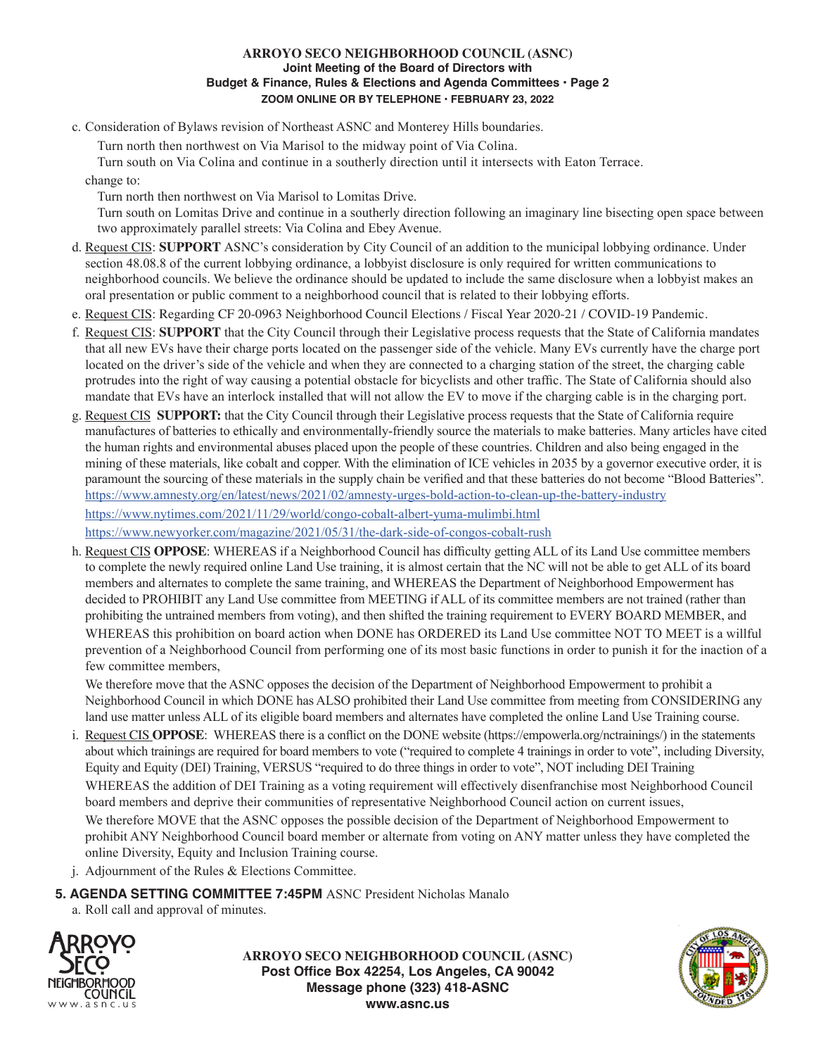c. Consideration of Bylaws revision of Northeast ASNC and Monterey Hills boundaries.

   Turn north then northwest on Via Marisol to the midway point of Via Colina.

   Turn south on Via Colina and continue in a southerly direction until it intersects with Eaton Terrace.

   change to:

   Turn north then northwest on Via Marisol to Lomitas Drive.

   Turn south on Lomitas Drive and continue in a southerly direction following an imaginary line bisecting open space between two approximately parallel streets: Via Colina and Ebey Avenue.

d. Request CIS: **SUPPORT** ASNC's consideration by City Council of an addition to the municipal lobbying ordinance. Under section 48.08.8 of the current lobbying ordinance, a lobbyist disclosure is only required for written communications to neighborhood councils. We believe the ordinance should be updated to include the same disclosure when a lobbyist makes an oral presentation or public comment to a neighborhood council that is related to their lobbying efforts.

e. Request CIS: Regarding CF 20-0963 Neighborhood Council Elections / Fiscal Year 2020-21 / COVID-19 Pandemic.

f. Request CIS: **SUPPORT** that the City Council through their Legislative process requests that the State of California mandates that all new EVs have their charge ports located on the passenger side of the vehicle. Many EVs currently have the charge port located on the driver's side of the vehicle and when they are connected to a charging station of the street, the charging cable protrudes into the right of way causing a potential obstacle for bicyclists and other traffic. The State of California should also mandate that EVs have an interlock installed that will not allow the EV to move if the charging cable is in the charging port.

g. Request CIS **SUPPORT:** that the City Council through their Legislative process requests that the State of California require manufactures of batteries to ethically and environmentally-friendly source the materials to make batteries. Many articles have cited the human rights and environmental abuses placed upon the people of these countries. Children and also being engaged in the mining of these materials, like cobalt and copper. With the elimination of ICE vehicles in 2035 by a governor executive order, it is paramount the sourcing of these materials in the supply chain be verified and that these batteries do not become "Blood Batteries".
   https://www.amnesty.org/en/latest/news/2021/02/amnesty-urges-bold-action-to-clean-up-the-battery-industry
   https://www.nytimes.com/2021/11/29/world/congo-cobalt-albert-yuma-mulimbi.html
   https://www.newyorker.com/magazine/2021/05/31/the-dark-side-of-congos-cobalt-rush

h. Request CIS **OPPOSE**: WHEREAS if a Neighborhood Council has difficulty getting ALL of its Land Use committee members to complete the newly required online Land Use training, it is almost certain that the NC will not be able to get ALL of its board members and alternates to complete the same training, and WHEREAS the Department of Neighborhood Empowerment has decided to PROHIBIT any Land Use committee from MEETING if ALL of its committee members are not trained (rather than prohibiting the untrained members from voting), and then shifted the training requirement to EVERY BOARD MEMBER, and WHEREAS this prohibition on board action when DONE has ORDERED its Land Use committee NOT TO MEET is a willful prevention of a Neighborhood Council from performing one of its most basic functions in order to punish it for the inaction of a few committee members,

   We therefore move that the ASNC opposes the decision of the Department of Neighborhood Empowerment to prohibit a Neighborhood Council in which DONE has ALSO prohibited their Land Use committee from meeting from CONSIDERING any land use matter unless ALL of its eligible board members and alternates have completed the online Land Use Training course.

i. Request CIS **OPPOSE**: WHEREAS there is a conflict on the DONE website (https://empowerla.org/nctrainings/) in the statements about which trainings are required for board members to vote ("required to complete 4 trainings in order to vote", including Diversity, Equity and Equity (DEI) Training, VERSUS "required to do three things in order to vote", NOT including DEI Training
   WHEREAS the addition of DEI Training as a voting requirement will effectively disenfranchise most Neighborhood Council board members and deprive their communities of representative Neighborhood Council action on current issues,
   We therefore MOVE that the ASNC opposes the possible decision of the Department of Neighborhood Empowerment to prohibit ANY Neighborhood Council board member or alternate from voting on ANY matter unless they have completed the online Diversity, Equity and Inclusion Training course.

j. Adjournment of the Rules & Elections Committee.

**5. AGENDA SETTING COMMITTEE 7:45PM** ASNC President Nicholas Manalo

a. Roll call and approval of minutes.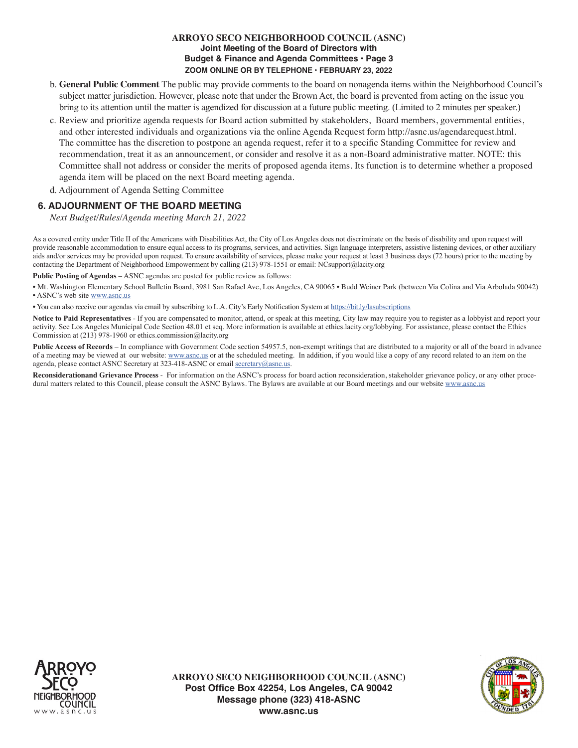b. **General Public Comment** The public may provide comments to the board on nonagenda items within the Neighborhood Council's subject matter jurisdiction. However, please note that under the Brown Act, the board is prevented from acting on the issue you bring to its attention until the matter is agendized for discussion at a future public meeting. (Limited to 2 minutes per speaker.)

c. Review and prioritize agenda requests for Board action submitted by stakeholders, Board members, governmental entities, and other interested individuals and organizations via the online Agenda Request form http://asnc.us/agendarequest.html. The committee has the discretion to postpone an agenda request, refer it to a specific Standing Committee for review and recommendation, treat it as an announcement, or consider and resolve it as a non-Board administrative matter. NOTE: this Committee shall not address or consider the merits of proposed agenda items. Its function is to determine whether a proposed agenda item will be placed on the next Board meeting agenda.

d. Adjournment of Agenda Setting Committee

## 6. ADJOURNMENT OF THE BOARD MEETING

*Next Budget/Rules/Agenda meeting March 21, 2022*

As a covered entity under Title II of the Americans with Disabilities Act, the City of Los Angeles does not discriminate on the basis of disability and upon request will provide reasonable accommodation to ensure equal access to its programs, services, and activities. Sign language interpreters, assistive listening devices, or other auxiliary aids and/or services may be provided upon request. To ensure availability of services, please make your request at least 3 business days (72 hours) prior to the meeting by contacting the Department of Neighborhood Empowerment by calling (213) 978-1551 or email: NCsupport@lacity.org

**Public Posting of Agendas** – ASNC agendas are posted for public review as follows:

- Mt. Washington Elementary School Bulletin Board, 3981 San Rafael Ave, Los Angeles, CA 90065
- Budd Weiner Park (between Via Colina and Via Arbolada 90042)
- ASNC's web site www.asnc.us
- You can also receive our agendas via email by subscribing to L.A. City's Early Notification System at https://bit.ly/lasubscriptions

**Notice to Paid Representatives** - If you are compensated to monitor, attend, or speak at this meeting, City law may require you to register as a lobbyist and report your activity. See Los Angeles Municipal Code Section 48.01 et seq. More information is available at ethics.lacity.org/lobbying. For assistance, please contact the Ethics Commission at (213) 978-1960 or ethics.commission@lacity.org

**Public Access of Records** – In compliance with Government Code section 54957.5, non-exempt writings that are distributed to a majority or all of the board in advance of a meeting may be viewed at our website: www.asnc.us or at the scheduled meeting. In addition, if you would like a copy of any record related to an item on the agenda, please contact ASNC Secretary at 323-418-ASNC or email secretary@asnc.us.

**Reconsiderationand Grievance Process** - For information on the ASNC's process for board action reconsideration, stakeholder grievance policy, or any other procedural matters related to this Council, please consult the ASNC Bylaws. The Bylaws are available at our Board meetings and our website www.asnc.us

**ARROYO SECO NEIGHBORHOOD COUNCIL (ASNC)**
**Post Office Box 42254, Los Angeles, CA 90042**
**Message phone (323) 418-ASNC**
**www.asnc.us**